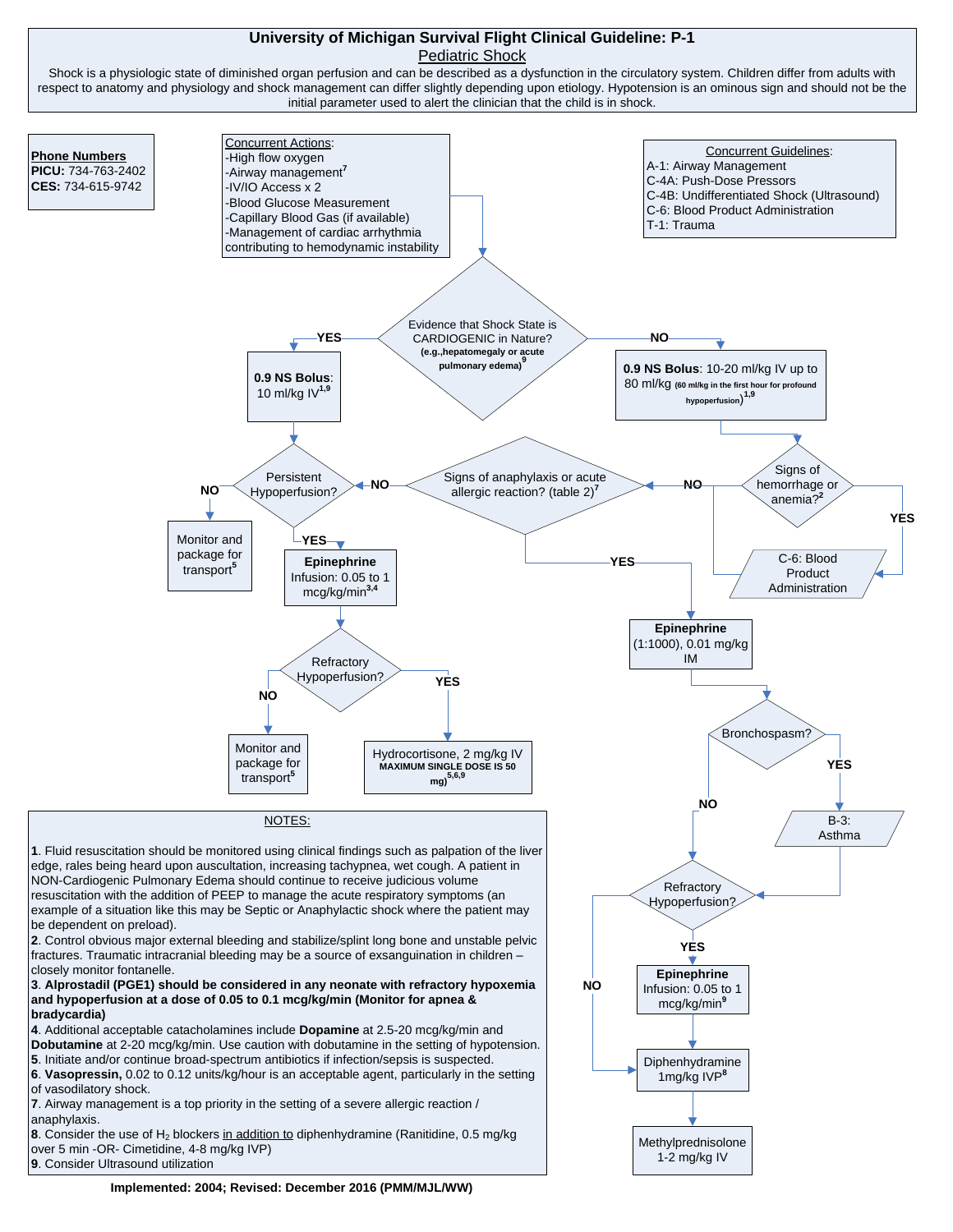# University of Michigan Survival Flight Clinical Guideline: P-1

## Pediatric Shock

Shock is a physiologic state of diminished organ perfusion and can be described as a dysfunction in the circulatory system. Children differ from adults with respect to anatomy and physiology and shock management can differ slightly depending upon etiology. Hypotension is an ominous sign and should not be the initial parameter used to alert the clinician that the child is in shock.

**Phone Numbers**
**PICU:** 734-763-2402
**CES:** 734-615-9742

Concurrent Actions:
- High flow oxygen
- Airway management[7]
- IV/IO Access x 2
- Blood Glucose Measurement
- Capillary Blood Gas (if available)
- Management of cardiac arrhythmia contributing to hemodynamic instability

Concurrent Guidelines:
- A-1: Airway Management
- C-4A: Push-Dose Pressors
- C-4B: Undifferentiated Shock (Ultrasound)
- C-6: Blood Product Administration
- T-1: Trauma

**Evidence that Shock State is CARDIOGENIC in Nature?** (e.g., hepatomegaly or acute pulmonary edema)[9]

- **YES** → **0.9 NS Bolus**: 10 ml/kg IV[1,9] → **Persistent Hypoperfusion?**
- **NO** → **0.9 NS Bolus**: 10-20 ml/kg IV up to 80 ml/kg (60 ml/kg in the first hour for profound hypoperfusion)[1,9] → **Signs of hemorrhage or anemia?**[2]
  - **YES** → C-6: Blood Product Administration
  - **NO** → **Signs of anaphylaxis or acute allergic reaction? (table 2)**[7]
    - **NO** → **Persistent Hypoperfusion?**
    - **YES** → **Epinephrine** (1:1000), 0.01 mg/kg IM → **Bronchospasm?**
      - **YES** → B-3: Asthma → Refractory Hypoperfusion?
      - **NO** → **Refractory Hypoperfusion?**
        - **YES** → **Epinephrine** Infusion: 0.05 to 1 mcg/kg/min[9] → Diphenhydramine 1mg/kg IVP[8]
        - **NO** → Diphenhydramine 1mg/kg IVP[8]
        - → Methylprednisolone 1-2 mg/kg IV

**Persistent Hypoperfusion?**
- **NO** → Monitor and package for transport[5]
- **YES** → **Epinephrine** Infusion: 0.05 to 1 mcg/kg/min[3,4] → **Refractory Hypoperfusion?**
  - **NO** → Monitor and package for transport[5]
  - **YES** → Hydrocortisone, 2 mg/kg IV **MAXIMUM SINGLE DOSE IS 50 mg**[5,6,9]

### NOTES:

1. Fluid resuscitation should be monitored using clinical findings such as palpation of the liver edge, rales being heard upon auscultation, increasing tachypnea, wet cough. A patient in NON-Cardiogenic Pulmonary Edema should continue to receive judicious volume resuscitation with the addition of PEEP to manage the acute respiratory symptoms (an example of a situation like this may be Septic or Anaphylactic shock where the patient may be dependent on preload).
2. Control obvious major external bleeding and stabilize/splint long bone and unstable pelvic fractures. Traumatic intracranial bleeding may be a source of exsanguination in children – closely monitor fontanelle.
3. **Alprostadil (PGE1) should be considered in any neonate with refractory hypoxemia and hypoperfusion at a dose of 0.05 to 0.1 mcg/kg/min (Monitor for apnea & bradycardia)**
4. Additional acceptable catacholamines include **Dopamine** at 2.5-20 mcg/kg/min and **Dobutamine** at 2-20 mcg/kg/min. Use caution with dobutamine in the setting of hypotension.
5. Initiate and/or continue broad-spectrum antibiotics if infection/sepsis is suspected.
6. **Vasopressin,** 0.02 to 0.12 units/kg/hour is an acceptable agent, particularly in the setting of vasodilatory shock.
7. Airway management is a top priority in the setting of a severe allergic reaction / anaphylaxis.
8. Consider the use of $H_2$ blockers <u>in addition to</u> diphenhydramine (Ranitidine, 0.5 mg/kg over 5 min -OR- Cimetidine, 4-8 mg/kg IVP)
9. Consider Ultrasound utilization

**Implemented: 2004; Revised: December 2016 (PMM/MJL/WW)**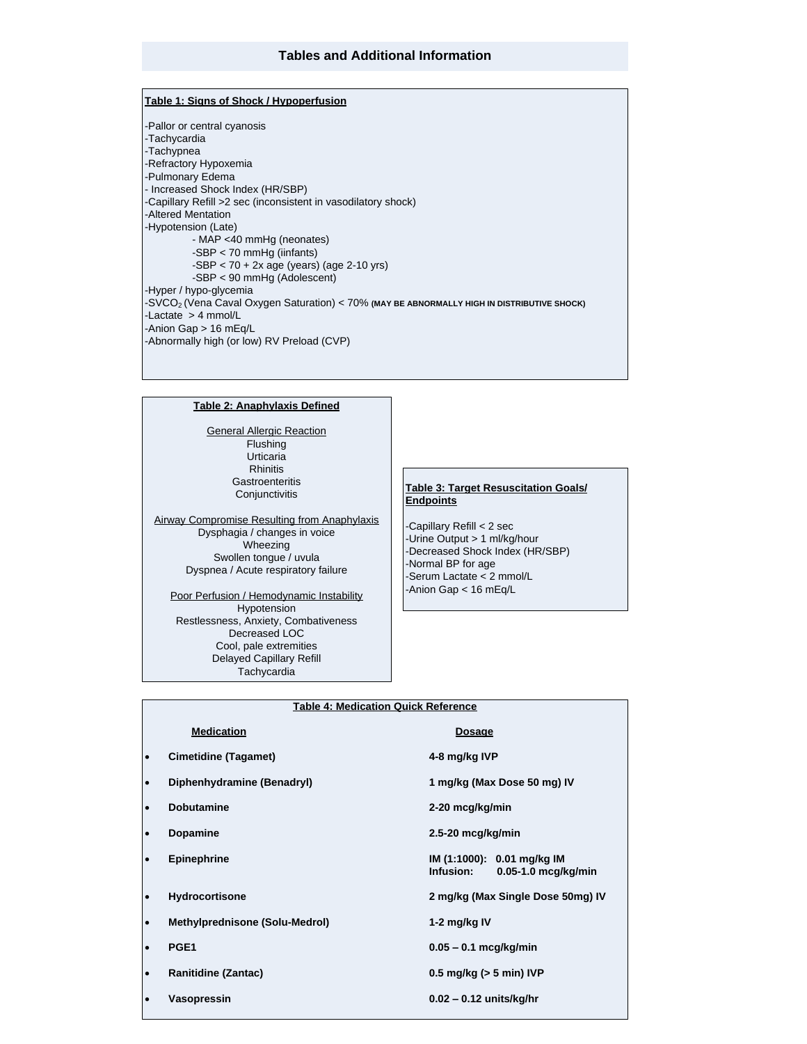# Tables and Additional Information

**Table 1: Signs of Shock / Hypoperfusion**

- Pallor or central cyanosis
- Tachycardia
- Tachypnea
- Refractory Hypoxemia
- Pulmonary Edema
- Increased Shock Index (HR/SBP)
- Capillary Refill >2 sec (inconsistent in vasodilatory shock)
- Altered Mentation
- Hypotension (Late)
  - MAP <40 mmHg (neonates)
  - SBP < 70 mmHg (iinfants)
  - SBP < 70 + 2x age (years) (age 2-10 yrs)
  - SBP < 90 mmHg (Adolescent)
- Hyper / hypo-glycemia
- $SVCO_2$ (Vena Caval Oxygen Saturation) < 70% **(MAY BE ABNORMALLY HIGH IN DISTRIBUTIVE SHOCK)**
- Lactate > 4 mmol/L
- Anion Gap > 16 mEq/L
- Abnormally high (or low) RV Preload (CVP)

**Table 2: Anaphylaxis Defined**

General Allergic Reaction
- Flushing
- Urticaria
- Rhinitis
- Gastroenteritis
- Conjunctivitis

Airway Compromise Resulting from Anaphylaxis
- Dysphagia / changes in voice
- Wheezing
- Swollen tongue / uvula
- Dyspnea / Acute respiratory failure

Poor Perfusion / Hemodynamic Instability
- Hypotension
- Restlessness, Anxiety, Combativeness
- Decreased LOC
- Cool, pale extremities
- Delayed Capillary Refill
- Tachycardia

**Table 3: Target Resuscitation Goals/ Endpoints**

- Capillary Refill < 2 sec
- Urine Output > 1 ml/kg/hour
- Decreased Shock Index (HR/SBP)
- Normal BP for age
- Serum Lactate < 2 mmol/L
- Anion Gap < 16 mEq/L

**Table 4: Medication Quick Reference**

| Medication | Dosage |
|---|---|
| Cimetidine (Tagamet) | 4-8 mg/kg IVP |
| Diphenhydramine (Benadryl) | 1 mg/kg (Max Dose 50 mg) IV |
| Dobutamine | 2-20 mcg/kg/min |
| Dopamine | 2.5-20 mcg/kg/min |
| Epinephrine | IM (1:1000): 0.01 mg/kg IM<br>Infusion: 0.05-1.0 mcg/kg/min |
| Hydrocortisone | 2 mg/kg (Max Single Dose 50mg) IV |
| Methylprednisone (Solu-Medrol) | 1-2 mg/kg IV |
| PGE1 | 0.05 – 0.1 mcg/kg/min |
| Ranitidine (Zantac) | 0.5 mg/kg (> 5 min) IVP |
| Vasopressin | 0.02 – 0.12 units/kg/hr |